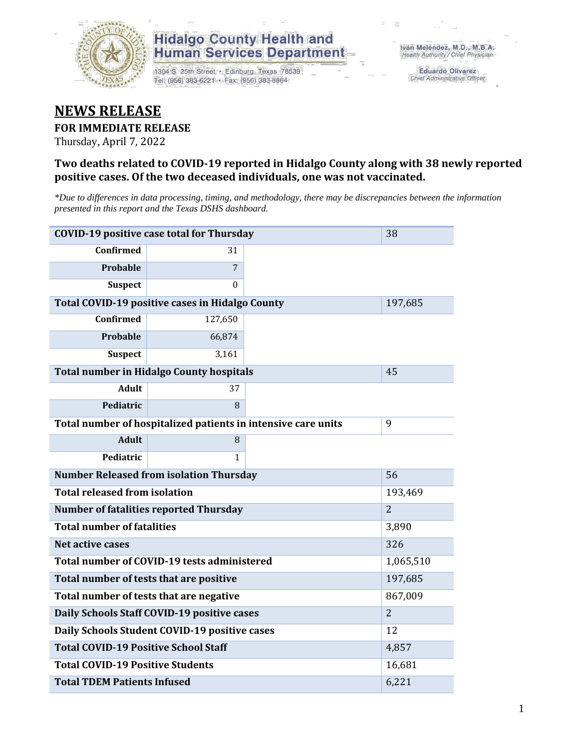Hidalgo County Health and Human Services Department

1304 S. 25th Street • Edinburg, Texas 78539
Tel: (956) 383-6221 • Fax: (956) 383-8864

Iván Meléndez, M.D., M.B.A.
Health Authority / Chief Physician

Eduardo Olivarez
Chief Administrative Officer

# NEWS RELEASE

**FOR IMMEDIATE RELEASE**

Thursday, April 7, 2022

### Two deaths related to COVID-19 reported in Hidalgo County along with 38 newly reported positive cases. Of the two deceased individuals, one was not vaccinated.

*\*Due to differences in data processing, timing, and methodology, there may be discrepancies between the information presented in this report and the Texas DSHS dashboard.*

| COVID-19 positive case total for Thursday | | 38 |
|---|---|---|
| Confirmed | 31 | |
| Probable | 7 | |
| Suspect | 0 | |
| **Total COVID-19 positive cases in Hidalgo County** | | 197,685 |
| Confirmed | 127,650 | |
| Probable | 66,874 | |
| Suspect | 3,161 | |
| **Total number in Hidalgo County hospitals** | | 45 |
| Adult | 37 | |
| Pediatric | 8 | |
| **Total number of hospitalized patients in intensive care units** | | 9 |
| Adult | 8 | |
| Pediatric | 1 | |
| **Number Released from isolation Thursday** | | 56 |
| **Total released from isolation** | | 193,469 |
| **Number of fatalities reported Thursday** | | 2 |
| **Total number of fatalities** | | 3,890 |
| **Net active cases** | | 326 |
| **Total number of COVID-19 tests administered** | | 1,065,510 |
| **Total number of tests that are positive** | | 197,685 |
| **Total number of tests that are negative** | | 867,009 |
| **Daily Schools Staff COVID-19 positive cases** | | 2 |
| **Daily Schools Student COVID-19 positive cases** | | 12 |
| **Total COVID-19 Positive School Staff** | | 4,857 |
| **Total COVID-19 Positive Students** | | 16,681 |
| **Total TDEM Patients Infused** | | 6,221 |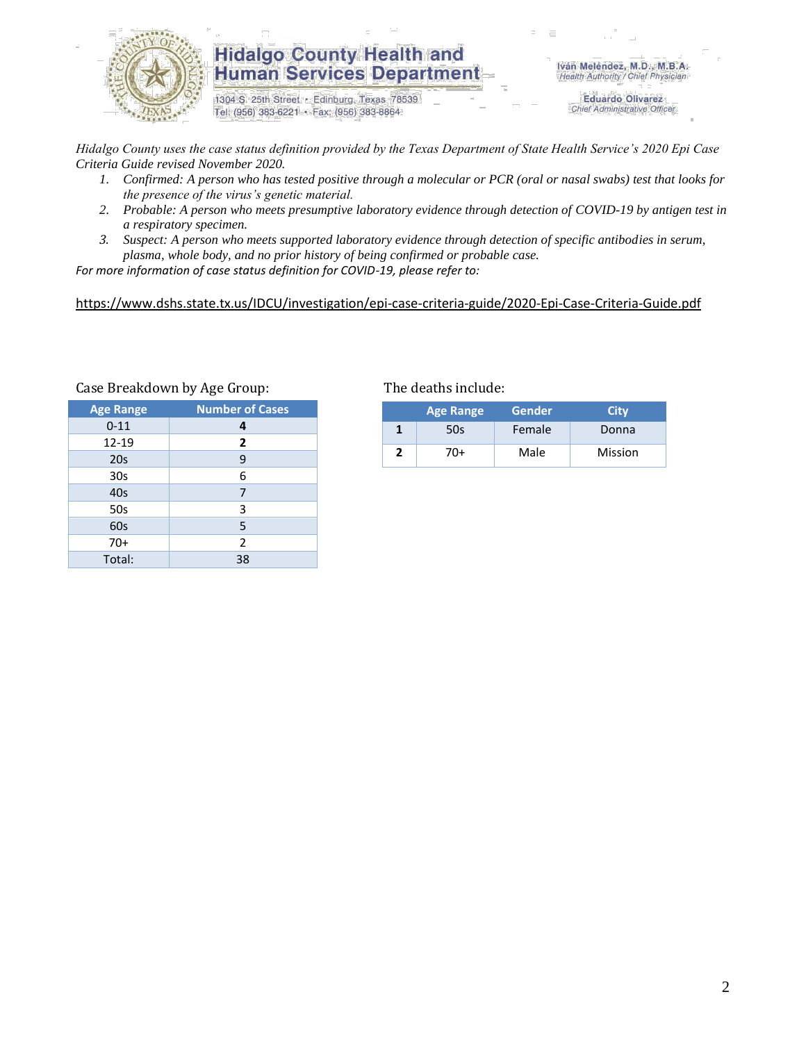# Hidalgo County Health and Human Services Department

1304 S. 25th Street • Edinburg, Texas 78539
Tel: (956) 383-6221 • Fax: (956) 383-8864

Iván Meléndez, M.D., M.B.A.
*Health Authority / Chief Physician*

Eduardo Olivarez
*Chief Administrative Officer*

*Hidalgo County uses the case status definition provided by the Texas Department of State Health Service's 2020 Epi Case Criteria Guide revised November 2020.*

1. *Confirmed: A person who has tested positive through a molecular or PCR (oral or nasal swabs) test that looks for the presence of the virus's genetic material.*
2. *Probable: A person who meets presumptive laboratory evidence through detection of COVID-19 by antigen test in a respiratory specimen.*
3. *Suspect: A person who meets supported laboratory evidence through detection of specific antibodies in serum, plasma, whole body, and no prior history of being confirmed or probable case.*

*For more information of case status definition for COVID-19, please refer to:*

https://www.dshs.state.tx.us/IDCU/investigation/epi-case-criteria-guide/2020-Epi-Case-Criteria-Guide.pdf

Case Breakdown by Age Group:

| Age Range | Number of Cases |
|---|---|
| 0-11 | **4** |
| 12-19 | **2** |
| 20s | 9 |
| 30s | 6 |
| 40s | 7 |
| 50s | 3 |
| 60s | 5 |
| 70+ | 2 |
| Total: | 38 |

The deaths include:

| | Age Range | Gender | City |
|---|---|---|---|
| **1** | 50s | Female | Donna |
| **2** | 70+ | Male | Mission |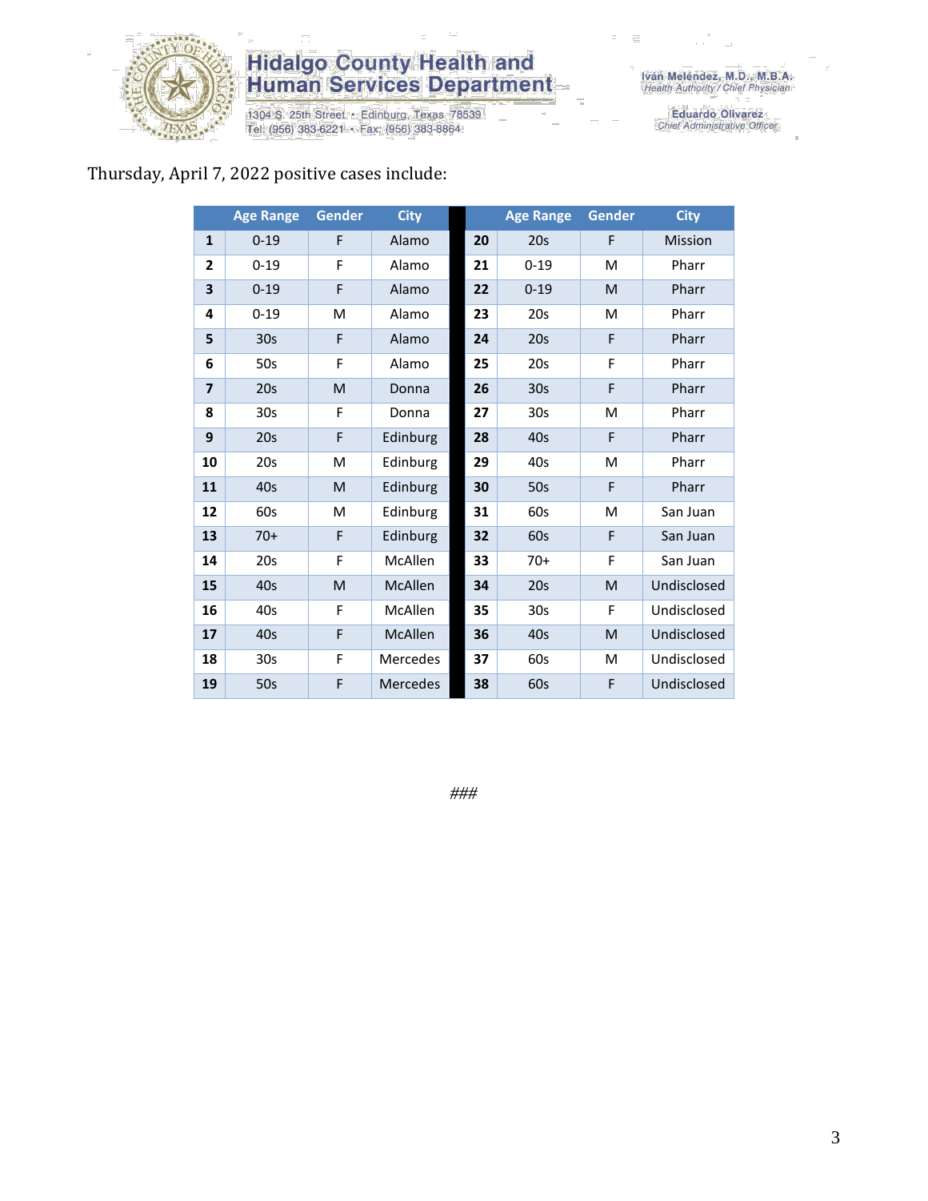Thursday, April 7, 2022 positive cases include:

| | Age Range | Gender | City | | Age Range | Gender | City |
|---|---|---|---|---|---|---|---|
| **1** | 0-19 | F | Alamo | **20** | 20s | F | Mission |
| **2** | 0-19 | F | Alamo | **21** | 0-19 | M | Pharr |
| **3** | 0-19 | F | Alamo | **22** | 0-19 | M | Pharr |
| **4** | 0-19 | M | Alamo | **23** | 20s | M | Pharr |
| **5** | 30s | F | Alamo | **24** | 20s | F | Pharr |
| **6** | 50s | F | Alamo | **25** | 20s | F | Pharr |
| **7** | 20s | M | Donna | **26** | 30s | F | Pharr |
| **8** | 30s | F | Donna | **27** | 30s | M | Pharr |
| **9** | 20s | F | Edinburg | **28** | 40s | F | Pharr |
| **10** | 20s | M | Edinburg | **29** | 40s | M | Pharr |
| **11** | 40s | M | Edinburg | **30** | 50s | F | Pharr |
| **12** | 60s | M | Edinburg | **31** | 60s | M | San Juan |
| **13** | 70+ | F | Edinburg | **32** | 60s | F | San Juan |
| **14** | 20s | F | McAllen | **33** | 70+ | F | San Juan |
| **15** | 40s | M | McAllen | **34** | 20s | M | Undisclosed |
| **16** | 40s | F | McAllen | **35** | 30s | F | Undisclosed |
| **17** | 40s | F | McAllen | **36** | 40s | M | Undisclosed |
| **18** | 30s | F | Mercedes | **37** | 60s | M | Undisclosed |
| **19** | 50s | F | Mercedes | **38** | 60s | F | Undisclosed |

###